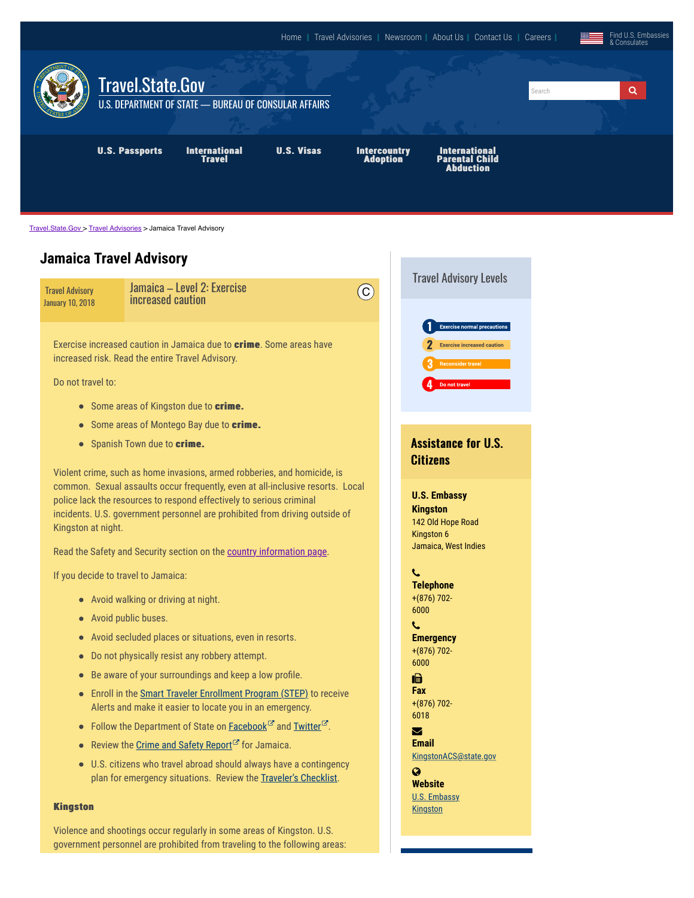Home | Travel Advisories | Newsroom | About Us | Contact Us | Careers | Find U.S. Embassies & Consulates

Travel.State.Gov

U.S. DEPARTMENT OF STATE — BUREAU OF CONSULAR AFFAIRS

U.S. Passports | International Travel | U.S. Visas | Intercountry Adoption | International Parental Child Abduction

Travel.State.Gov > Travel Advisories > Jamaica Travel Advisory

# Jamaica Travel Advisory

Travel Advisory
January 10, 2018

## Jamaica – Level 2: Exercise increased caution

Exercise increased caution in Jamaica due to **crime**. Some areas have increased risk. Read the entire Travel Advisory.

Do not travel to:

- Some areas of Kingston due to **crime.**
- Some areas of Montego Bay due to **crime.**
- Spanish Town due to **crime.**

Violent crime, such as home invasions, armed robberies, and homicide, is common. Sexual assaults occur frequently, even at all-inclusive resorts. Local police lack the resources to respond effectively to serious criminal incidents. U.S. government personnel are prohibited from driving outside of Kingston at night.

Read the Safety and Security section on the country information page.

If you decide to travel to Jamaica:

- Avoid walking or driving at night.
- Avoid public buses.
- Avoid secluded places or situations, even in resorts.
- Do not physically resist any robbery attempt.
- Be aware of your surroundings and keep a low profile.
- Enroll in the Smart Traveler Enrollment Program (STEP) to receive Alerts and make it easier to locate you in an emergency.
- Follow the Department of State on Facebook and Twitter.
- Review the Crime and Safety Report for Jamaica.
- U.S. citizens who travel abroad should always have a contingency plan for emergency situations. Review the Traveler's Checklist.

**Kingston**

Violence and shootings occur regularly in some areas of Kingston. U.S. government personnel are prohibited from traveling to the following areas:

## Travel Advisory Levels

1. Exercise normal precautions
2. Exercise increased caution
3. Reconsider travel
4. Do not travel

## Assistance for U.S. Citizens

**U.S. Embassy Kingston**
142 Old Hope Road
Kingston 6
Jamaica, West Indies

**Telephone**
+(876) 702-6000

**Emergency**
+(876) 702-6000

**Fax**
+(876) 702-6018

**Email**
KingstonACS@state.gov

**Website**
U.S. Embassy Kingston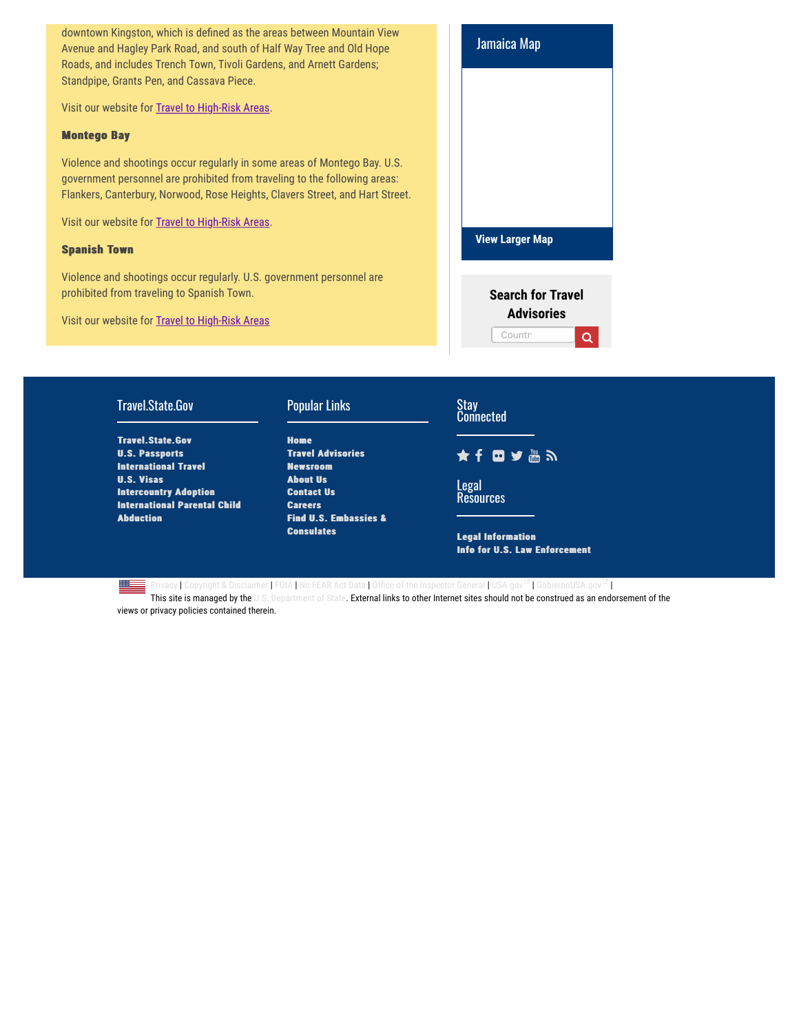downtown Kingston, which is defined as the areas between Mountain View Avenue and Hagley Park Road, and south of Half Way Tree and Old Hope Roads, and includes Trench Town, Tivoli Gardens, and Arnett Gardens; Standpipe, Grants Pen, and Cassava Piece.

Visit our website for [Travel to High-Risk Areas](#).

**Montego Bay**

Violence and shootings occur regularly in some areas of Montego Bay. U.S. government personnel are prohibited from traveling to the following areas: Flankers, Canterbury, Norwood, Rose Heights, Clavers Street, and Hart Street.

Visit our website for [Travel to High-Risk Areas](#).

**Spanish Town**

Violence and shootings occur regularly. U.S. government personnel are prohibited from traveling to Spanish Town.

Visit our website for [Travel to High-Risk Areas](#)

## Jamaica Map

View Larger Map

## Search for Travel Advisories

## Travel.State.Gov

- Travel.State.Gov
- U.S. Passports
- International Travel
- U.S. Visas
- Intercountry Adoption
- International Parental Child Abduction

## Popular Links

- Home
- Travel Advisories
- Newsroom
- About Us
- Contact Us
- Careers
- Find U.S. Embassies & Consulates

## Stay Connected

## Legal Resources

- Legal Information
- Info for U.S. Law Enforcement

Privacy | Copyright & Disclaimer | FOIA | No FEAR Act Data | Office of the Inspector General | USA.gov | GobiernoUSA.gov |

This site is managed by the U.S. Department of State. External links to other Internet sites should not be construed as an endorsement of the views or privacy policies contained therein.